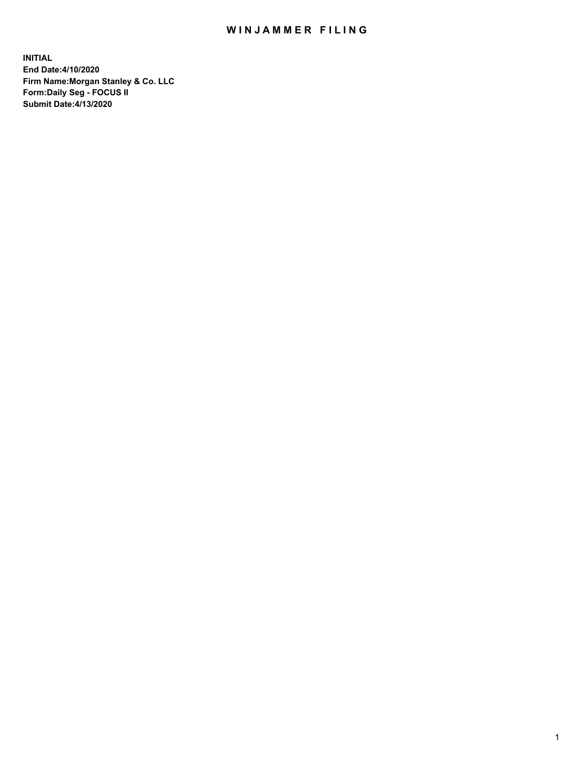# WINJAMMER FILING

**INITIAL**
**End Date:4/10/2020**
**Firm Name:Morgan Stanley & Co. LLC**
**Form:Daily Seg - FOCUS II**
**Submit Date:4/13/2020**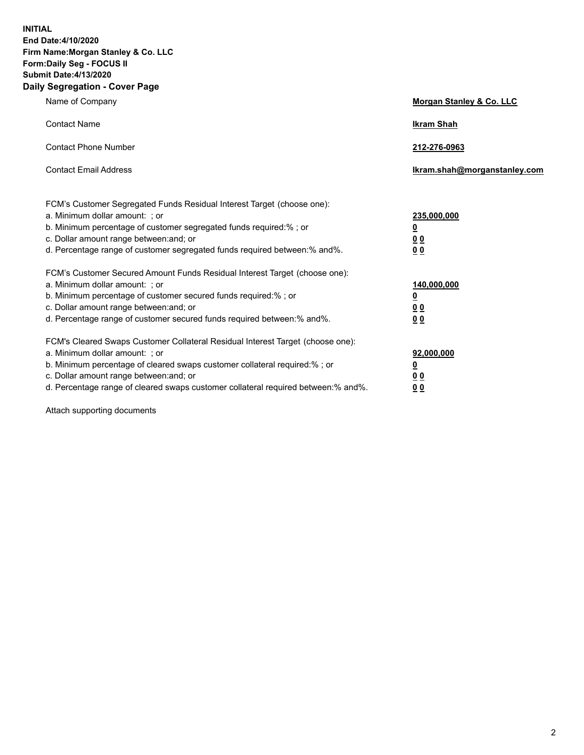**INITIAL**
**End Date:4/10/2020**
**Firm Name:Morgan Stanley & Co. LLC**
**Form:Daily Seg - FOCUS II**
**Submit Date:4/13/2020**

## Daily Segregation - Cover Page

| | |
|---|---|
| Name of Company | **Morgan Stanley & Co. LLC** |
| Contact Name | **Ikram Shah** |
| Contact Phone Number | **212-276-0963** |
| Contact Email Address | **Ikram.shah@morganstanley.com** |

FCM's Customer Segregated Funds Residual Interest Target (choose one):

| | |
|---|---|
| a. Minimum dollar amount: ; or | **235,000,000** |
| b. Minimum percentage of customer segregated funds required:% ; or | **0** |
| c. Dollar amount range between:and; or | **0 0** |
| d. Percentage range of customer segregated funds required between:% and%. | **0 0** |

FCM's Customer Secured Amount Funds Residual Interest Target (choose one):

| | |
|---|---|
| a. Minimum dollar amount: ; or | **140,000,000** |
| b. Minimum percentage of customer secured funds required:% ; or | **0** |
| c. Dollar amount range between:and; or | **0 0** |
| d. Percentage range of customer secured funds required between:% and%. | **0 0** |

FCM's Cleared Swaps Customer Collateral Residual Interest Target (choose one):

| | |
|---|---|
| a. Minimum dollar amount: ; or | **92,000,000** |
| b. Minimum percentage of cleared swaps customer collateral required:% ; or | **0** |
| c. Dollar amount range between:and; or | **0 0** |
| d. Percentage range of cleared swaps customer collateral required between:% and%. | **0 0** |

Attach supporting documents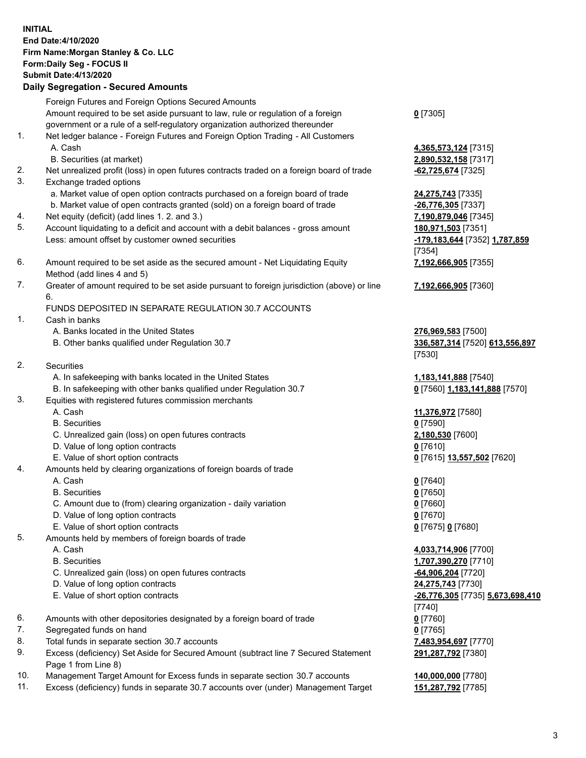**INITIAL**
**End Date:4/10/2020**
**Firm Name:Morgan Stanley & Co. LLC**
**Form:Daily Seg - FOCUS II**
**Submit Date:4/13/2020**

**Daily Segregation - Secured Amounts**

| | | |
|---|---|---|
| | Foreign Futures and Foreign Options Secured Amounts | |
| | Amount required to be set aside pursuant to law, rule or regulation of a foreign government or a rule of a self-regulatory organization authorized thereunder | **0** [7305] |
| 1. | Net ledger balance - Foreign Futures and Foreign Option Trading - All Customers | |
| | A. Cash | **4,365,573,124** [7315] |
| | B. Securities (at market) | **2,890,532,158** [7317] |
| 2. | Net unrealized profit (loss) in open futures contracts traded on a foreign board of trade | **-62,725,674** [7325] |
| 3. | Exchange traded options | |
| | a. Market value of open option contracts purchased on a foreign board of trade | **24,275,743** [7335] |
| | b. Market value of open contracts granted (sold) on a foreign board of trade | **-26,776,305** [7337] |
| 4. | Net equity (deficit) (add lines 1. 2. and 3.) | **7,190,879,046** [7345] |
| 5. | Account liquidating to a deficit and account with a debit balances - gross amount | **180,971,503** [7351] |
| | Less: amount offset by customer owned securities | **-179,183,644** [7352] **1,787,859** [7354] |
| 6. | Amount required to be set aside as the secured amount - Net Liquidating Equity Method (add lines 4 and 5) | **7,192,666,905** [7355] |
| 7. | Greater of amount required to be set aside pursuant to foreign jurisdiction (above) or line 6. | **7,192,666,905** [7360] |
| | FUNDS DEPOSITED IN SEPARATE REGULATION 30.7 ACCOUNTS | |
| 1. | Cash in banks | |
| | A. Banks located in the United States | **276,969,583** [7500] |
| | B. Other banks qualified under Regulation 30.7 | **336,587,314** [7520] **613,556,897** [7530] |
| 2. | Securities | |
| | A. In safekeeping with banks located in the United States | **1,183,141,888** [7540] |
| | B. In safekeeping with other banks qualified under Regulation 30.7 | **0** [7560] **1,183,141,888** [7570] |
| 3. | Equities with registered futures commission merchants | |
| | A. Cash | **11,376,972** [7580] |
| | B. Securities | **0** [7590] |
| | C. Unrealized gain (loss) on open futures contracts | **2,180,530** [7600] |
| | D. Value of long option contracts | **0** [7610] |
| | E. Value of short option contracts | **0** [7615] **13,557,502** [7620] |
| 4. | Amounts held by clearing organizations of foreign boards of trade | |
| | A. Cash | **0** [7640] |
| | B. Securities | **0** [7650] |
| | C. Amount due to (from) clearing organization - daily variation | **0** [7660] |
| | D. Value of long option contracts | **0** [7670] |
| | E. Value of short option contracts | **0** [7675] **0** [7680] |
| 5. | Amounts held by members of foreign boards of trade | |
| | A. Cash | **4,033,714,906** [7700] |
| | B. Securities | **1,707,390,270** [7710] |
| | C. Unrealized gain (loss) on open futures contracts | **-64,906,204** [7720] |
| | D. Value of long option contracts | **24,275,743** [7730] |
| | E. Value of short option contracts | **-26,776,305** [7735] **5,673,698,410** [7740] |
| 6. | Amounts with other depositories designated by a foreign board of trade | **0** [7760] |
| 7. | Segregated funds on hand | **0** [7765] |
| 8. | Total funds in separate section 30.7 accounts | **7,483,954,697** [7770] |
| 9. | Excess (deficiency) Set Aside for Secured Amount (subtract line 7 Secured Statement Page 1 from Line 8) | **291,287,792** [7380] |
| 10. | Management Target Amount for Excess funds in separate section 30.7 accounts | **140,000,000** [7780] |
| 11. | Excess (deficiency) funds in separate 30.7 accounts over (under) Management Target | **151,287,792** [7785] |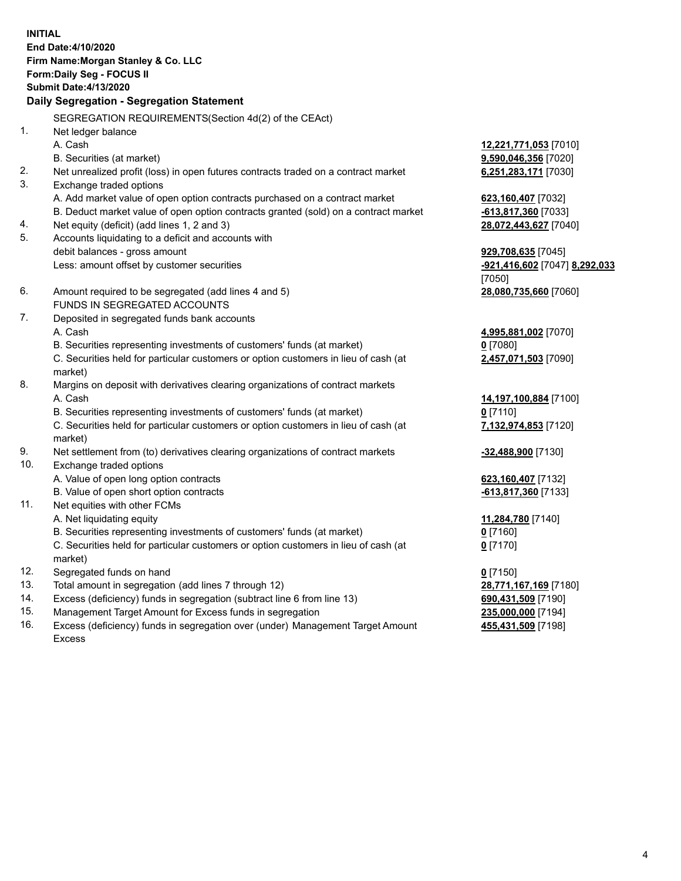**INITIAL**
**End Date:4/10/2020**
**Firm Name:Morgan Stanley & Co. LLC**
**Form:Daily Seg - FOCUS II**
**Submit Date:4/13/2020**

## Daily Segregation - Segregation Statement

SEGREGATION REQUIREMENTS(Section 4d(2) of the CEAct)

| | | |
|---|---|---|
| 1. | Net ledger balance | |
| | A. Cash | **12,221,771,053** [7010] |
| | B. Securities (at market) | **9,590,046,356** [7020] |
| 2. | Net unrealized profit (loss) in open futures contracts traded on a contract market | **6,251,283,171** [7030] |
| 3. | Exchange traded options | |
| | A. Add market value of open option contracts purchased on a contract market | **623,160,407** [7032] |
| | B. Deduct market value of open option contracts granted (sold) on a contract market | **-613,817,360** [7033] |
| 4. | Net equity (deficit) (add lines 1, 2 and 3) | **28,072,443,627** [7040] |
| 5. | Accounts liquidating to a deficit and accounts with debit balances - gross amount | **929,708,635** [7045] |
| | Less: amount offset by customer securities | **-921,416,602** [7047] **8,292,033** [7050] |
| 6. | Amount required to be segregated (add lines 4 and 5) | **28,080,735,660** [7060] |
| | FUNDS IN SEGREGATED ACCOUNTS | |
| 7. | Deposited in segregated funds bank accounts | |
| | A. Cash | **4,995,881,002** [7070] |
| | B. Securities representing investments of customers' funds (at market) | **0** [7080] |
| | C. Securities held for particular customers or option customers in lieu of cash (at market) | **2,457,071,503** [7090] |
| 8. | Margins on deposit with derivatives clearing organizations of contract markets | |
| | A. Cash | **14,197,100,884** [7100] |
| | B. Securities representing investments of customers' funds (at market) | **0** [7110] |
| | C. Securities held for particular customers or option customers in lieu of cash (at market) | **7,132,974,853** [7120] |
| 9. | Net settlement from (to) derivatives clearing organizations of contract markets | **-32,488,900** [7130] |
| 10. | Exchange traded options | |
| | A. Value of open long option contracts | **623,160,407** [7132] |
| | B. Value of open short option contracts | **-613,817,360** [7133] |
| 11. | Net equities with other FCMs | |
| | A. Net liquidating equity | **11,284,780** [7140] |
| | B. Securities representing investments of customers' funds (at market) | **0** [7160] |
| | C. Securities held for particular customers or option customers in lieu of cash (at market) | **0** [7170] |
| 12. | Segregated funds on hand | **0** [7150] |
| 13. | Total amount in segregation (add lines 7 through 12) | **28,771,167,169** [7180] |
| 14. | Excess (deficiency) funds in segregation (subtract line 6 from line 13) | **690,431,509** [7190] |
| 15. | Management Target Amount for Excess funds in segregation | **235,000,000** [7194] |
| 16. | Excess (deficiency) funds in segregation over (under) Management Target Amount Excess | **455,431,509** [7198] |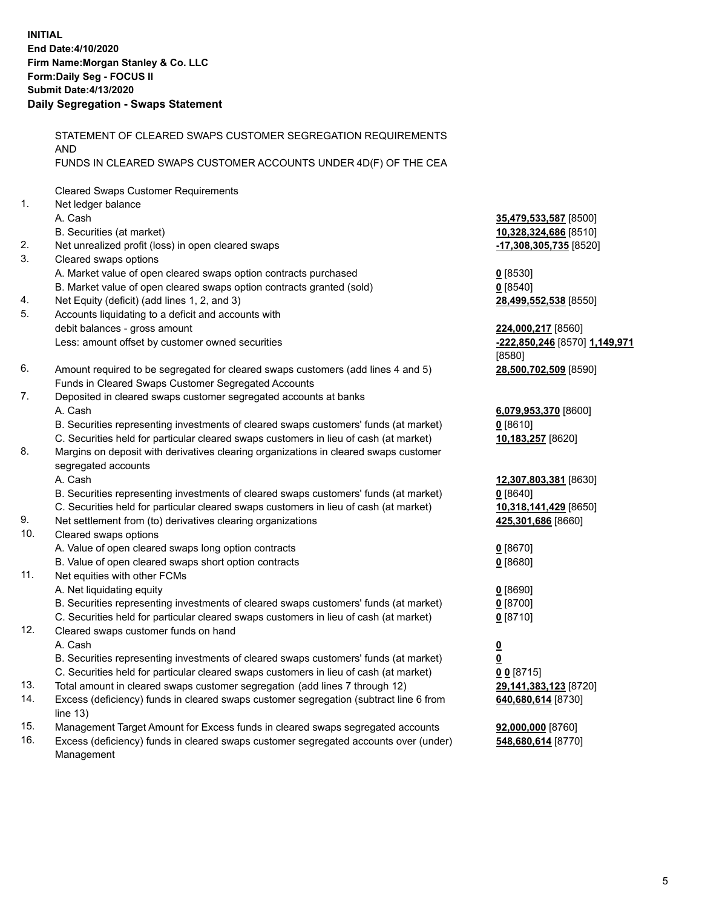**INITIAL**
**End Date:4/10/2020**
**Firm Name:Morgan Stanley & Co. LLC**
**Form:Daily Seg - FOCUS II**
**Submit Date:4/13/2020**
**Daily Segregation - Swaps Statement**

STATEMENT OF CLEARED SWAPS CUSTOMER SEGREGATION REQUIREMENTS AND FUNDS IN CLEARED SWAPS CUSTOMER ACCOUNTS UNDER 4D(F) OF THE CEA

| | | |
|---|---|---|
| | Cleared Swaps Customer Requirements | |
| 1. | Net ledger balance | |
| | A. Cash | **35,479,533,587** [8500] |
| | B. Securities (at market) | **10,328,324,686** [8510] |
| 2. | Net unrealized profit (loss) in open cleared swaps | **-17,308,305,735** [8520] |
| 3. | Cleared swaps options | |
| | A. Market value of open cleared swaps option contracts purchased | **0** [8530] |
| | B. Market value of open cleared swaps option contracts granted (sold) | **0** [8540] |
| 4. | Net Equity (deficit) (add lines 1, 2, and 3) | **28,499,552,538** [8550] |
| 5. | Accounts liquidating to a deficit and accounts with debit balances - gross amount | **224,000,217** [8560] |
| | Less: amount offset by customer owned securities | **-222,850,246** [8570] **1,149,971** [8580] |
| 6. | Amount required to be segregated for cleared swaps customers (add lines 4 and 5) | **28,500,702,509** [8590] |
| | Funds in Cleared Swaps Customer Segregated Accounts | |
| 7. | Deposited in cleared swaps customer segregated accounts at banks | |
| | A. Cash | **6,079,953,370** [8600] |
| | B. Securities representing investments of cleared swaps customers' funds (at market) | **0** [8610] |
| | C. Securities held for particular cleared swaps customers in lieu of cash (at market) | **10,183,257** [8620] |
| 8. | Margins on deposit with derivatives clearing organizations in cleared swaps customer segregated accounts | |
| | A. Cash | **12,307,803,381** [8630] |
| | B. Securities representing investments of cleared swaps customers' funds (at market) | **0** [8640] |
| | C. Securities held for particular cleared swaps customers in lieu of cash (at market) | **10,318,141,429** [8650] |
| 9. | Net settlement from (to) derivatives clearing organizations | **425,301,686** [8660] |
| 10. | Cleared swaps options | |
| | A. Value of open cleared swaps long option contracts | **0** [8670] |
| | B. Value of open cleared swaps short option contracts | **0** [8680] |
| 11. | Net equities with other FCMs | |
| | A. Net liquidating equity | **0** [8690] |
| | B. Securities representing investments of cleared swaps customers' funds (at market) | **0** [8700] |
| | C. Securities held for particular cleared swaps customers in lieu of cash (at market) | **0** [8710] |
| 12. | Cleared swaps customer funds on hand | |
| | A. Cash | **0** |
| | B. Securities representing investments of cleared swaps customers' funds (at market) | **0** |
| | C. Securities held for particular cleared swaps customers in lieu of cash (at market) | **0** **0** [8715] |
| 13. | Total amount in cleared swaps customer segregation (add lines 7 through 12) | **29,141,383,123** [8720] |
| 14. | Excess (deficiency) funds in cleared swaps customer segregation (subtract line 6 from line 13) | **640,680,614** [8730] |
| 15. | Management Target Amount for Excess funds in cleared swaps segregated accounts | **92,000,000** [8760] |
| 16. | Excess (deficiency) funds in cleared swaps customer segregated accounts over (under) Management | **548,680,614** [8770] |